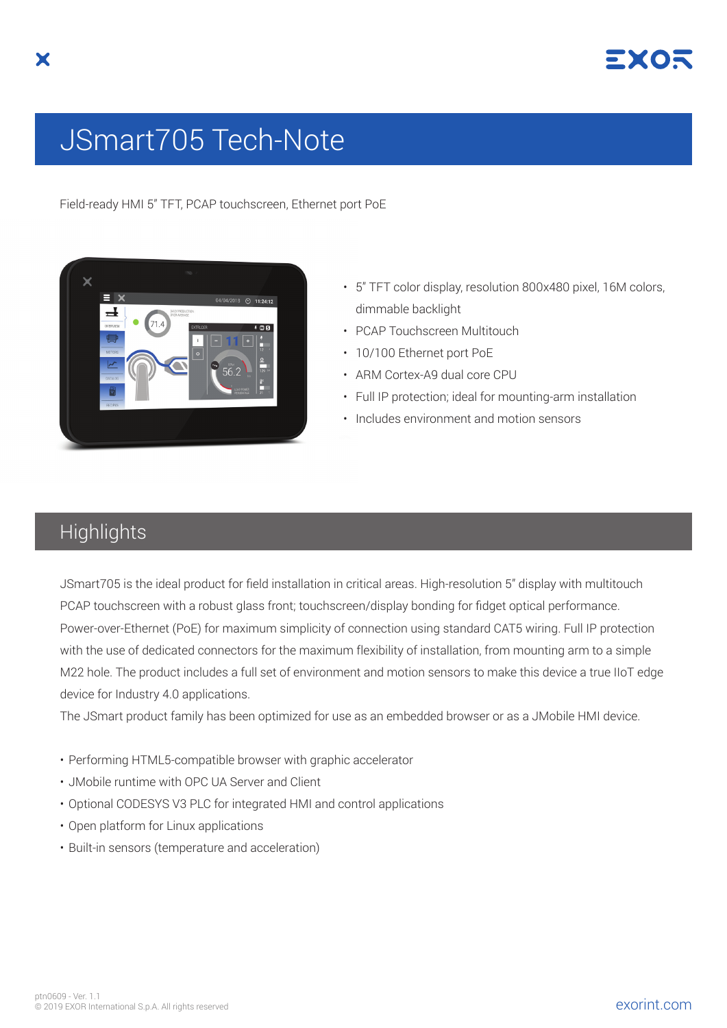# JSmart705 Tech-Note

Field-ready HMI 5" TFT, PCAP touchscreen, Ethernet port PoE

- 5" TFT color display, resolution 800x480 pixel, 16M colors, dimmable backlight
- PCAP Touchscreen Multitouch
- 10/100 Ethernet port PoE
- ARM Cortex-A9 dual core CPU
- Full IP protection; ideal for mounting-arm installation
- Includes environment and motion sensors

## Highlights

JSmart705 is the ideal product for field installation in critical areas. High-resolution 5" display with multitouch PCAP touchscreen with a robust glass front; touchscreen/display bonding for fidget optical performance. Power-over-Ethernet (PoE) for maximum simplicity of connection using standard CAT5 wiring. Full IP protection with the use of dedicated connectors for the maximum flexibility of installation, from mounting arm to a simple M22 hole. The product includes a full set of environment and motion sensors to make this device a true IIoT edge device for Industry 4.0 applications.
The JSmart product family has been optimized for use as an embedded browser or as a JMobile HMI device.

- Performing HTML5-compatible browser with graphic accelerator
- JMobile runtime with OPC UA Server and Client
- Optional CODESYS V3 PLC for integrated HMI and control applications
- Open platform for Linux applications
- Built-in sensors (temperature and acceleration)

ptn0609 - Ver. 1.1
© 2019 EXOR International S.p.A. All rights reserved

exorint.com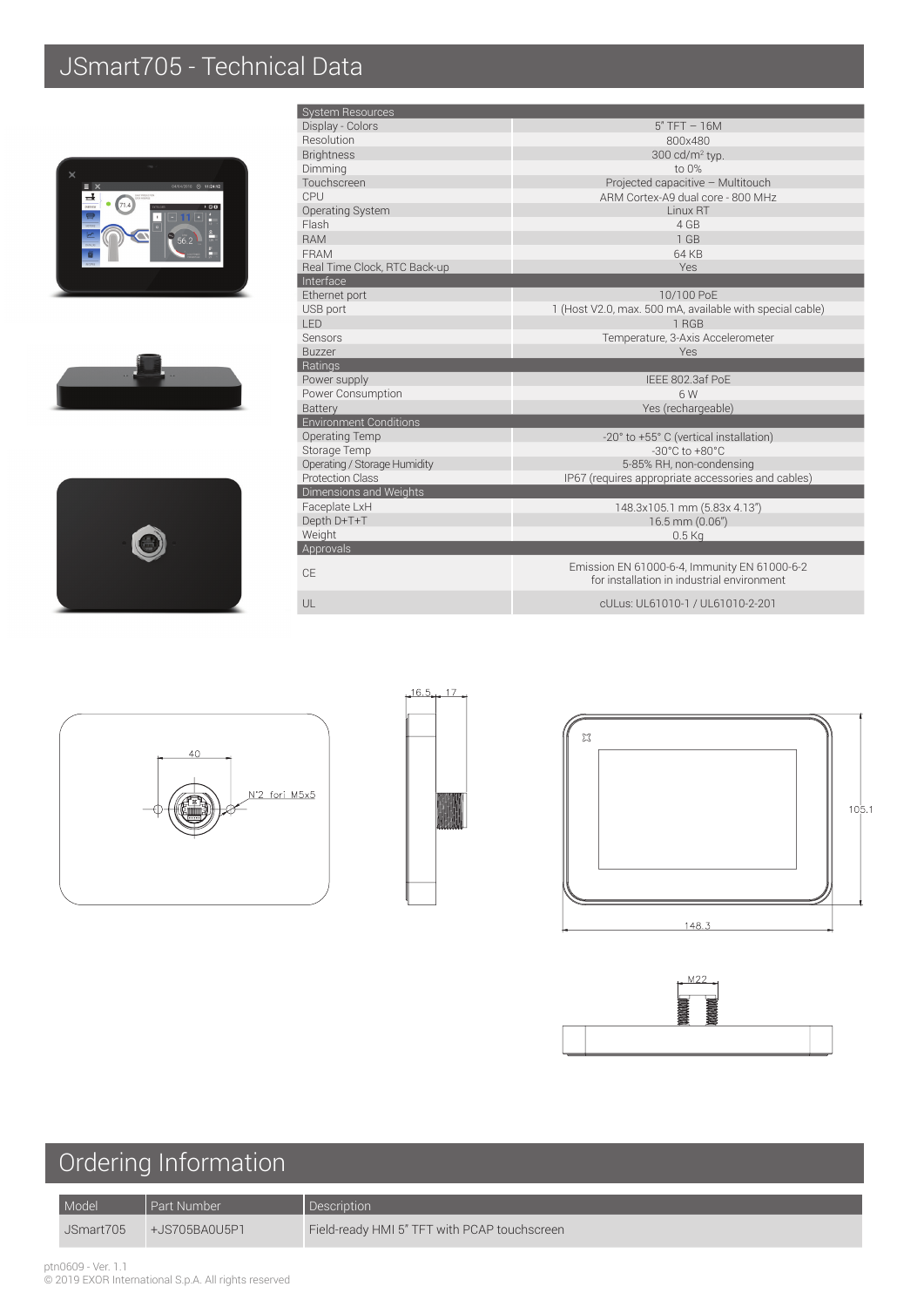# JSmart705 - Technical Data

| | |
|---|---|
| **System Resources** | |
| Display - Colors | 5" TFT – 16M |
| Resolution | 800x480 |
| Brightness | 300 cd/m² typ. |
| Dimming | to 0% |
| Touchscreen | Projected capacitive – Multitouch |
| CPU | ARM Cortex-A9 dual core - 800 MHz |
| Operating System | Linux RT |
| Flash | 4 GB |
| RAM | 1 GB |
| FRAM | 64 KB |
| Real Time Clock, RTC Back-up | Yes |
| **Interface** | |
| Ethernet port | 10/100 PoE |
| USB port | 1 (Host V2.0, max. 500 mA, available with special cable) |
| LED | 1 RGB |
| Sensors | Temperature, 3-Axis Accelerometer |
| Buzzer | Yes |
| **Ratings** | |
| Power supply | IEEE 802.3af PoE |
| Power Consumption | 6 W |
| Battery | Yes (rechargeable) |
| **Environment Conditions** | |
| Operating Temp | -20° to +55° C (vertical installation) |
| Storage Temp | -30°C to +80°C |
| Operating / Storage Humidity | 5-85% RH, non-condensing |
| Protection Class | IP67 (requires appropriate accessories and cables) |
| **Dimensions and Weights** | |
| Faceplate LxH | 148.3x105.1 mm (5.83x 4.13") |
| Depth D+T+T | 16.5 mm (0.06") |
| Weight | 0.5 Kg |
| **Approvals** | |
| CE | Emission EN 61000-6-4, Immunity EN 61000-6-2 for installation in industrial environment |
| UL | cULus: UL61010-1 / UL61010-2-201 |

40

N°2 fori M5x5

16.5

17

105.1

148.3

M22

# Ordering Information

| Model | Part Number | Description |
|---|---|---|
| JSmart705 | +JS705BA0U5P1 | Field-ready HMI 5" TFT with PCAP touchscreen |

ptn0609 - Ver. 1.1
© 2019 EXOR International S.p.A. All rights reserved